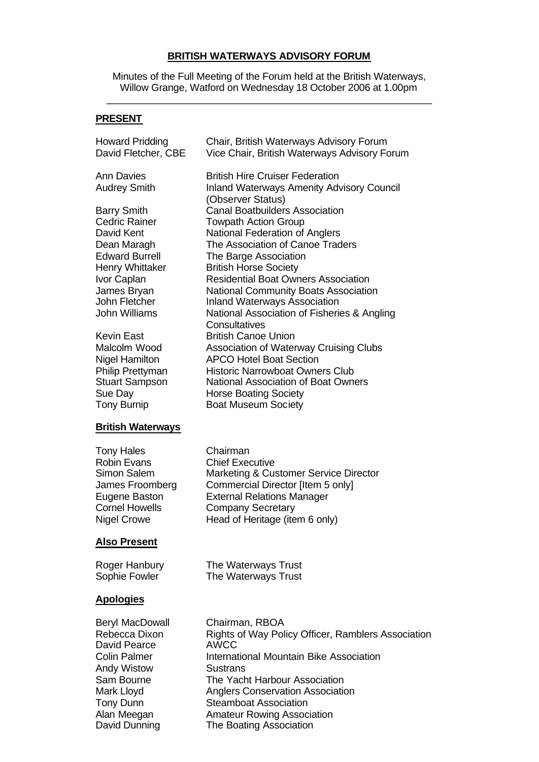# BRITISH WATERWAYS ADVISORY FORUM

Minutes of the Full Meeting of the Forum held at the British Waterways, Willow Grange, Watford on Wednesday 18 October 2006 at 1.00pm

---

## PRESENT

| | |
|---|---|
| Howard Pridding | Chair, British Waterways Advisory Forum |
| David Fletcher, CBE | Vice Chair, British Waterways Advisory Forum |
| Ann Davies | British Hire Cruiser Federation |
| Audrey Smith | Inland Waterways Amenity Advisory Council (Observer Status) |
| Barry Smith | Canal Boatbuilders Association |
| Cedric Rainer | Towpath Action Group |
| David Kent | National Federation of Anglers |
| Dean Maragh | The Association of Canoe Traders |
| Edward Burrell | The Barge Association |
| Henry Whittaker | British Horse Society |
| Ivor Caplan | Residential Boat Owners Association |
| James Bryan | National Community Boats Association |
| John Fletcher | Inland Waterways Association |
| John Williams | National Association of Fisheries & Angling Consultatives |
| Kevin East | British Canoe Union |
| Malcolm Wood | Association of Waterway Cruising Clubs |
| Nigel Hamilton | APCO Hotel Boat Section |
| Philip Prettyman | Historic Narrowboat Owners Club |
| Stuart Sampson | National Association of Boat Owners |
| Sue Day | Horse Boating Society |
| Tony Burnip | Boat Museum Society |

## British Waterways

| | |
|---|---|
| Tony Hales | Chairman |
| Robin Evans | Chief Executive |
| Simon Salem | Marketing & Customer Service Director |
| James Froomberg | Commercial Director [Item 5 only] |
| Eugene Baston | External Relations Manager |
| Cornel Howells | Company Secretary |
| Nigel Crowe | Head of Heritage (item 6 only) |

## Also Present

| | |
|---|---|
| Roger Hanbury | The Waterways Trust |
| Sophie Fowler | The Waterways Trust |

## Apologies

| | |
|---|---|
| Beryl MacDowall | Chairman, RBOA |
| Rebecca Dixon | Rights of Way Policy Officer, Ramblers Association |
| David Pearce | AWCC |
| Colin Palmer | International Mountain Bike Association |
| Andy Wistow | Sustrans |
| Sam Bourne | The Yacht Harbour Association |
| Mark Lloyd | Anglers Conservation Association |
| Tony Dunn | Steamboat Association |
| Alan Meegan | Amateur Rowing Association |
| David Dunning | The Boating Association |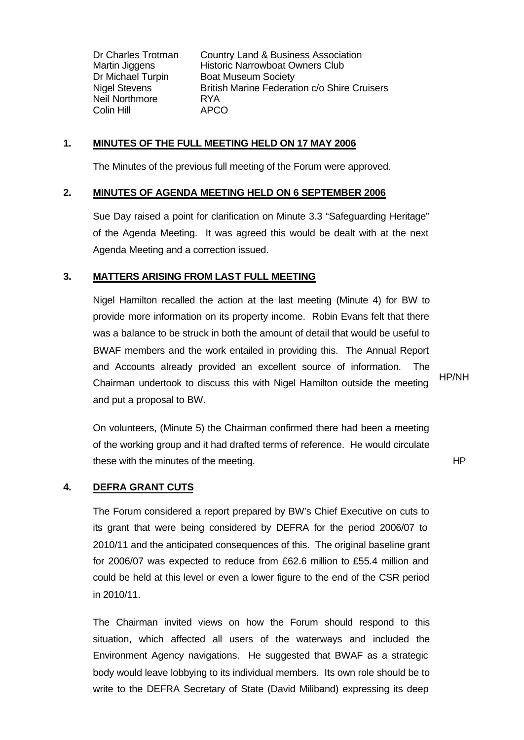| | |
|---|---|
| Dr Charles Trotman | Country Land & Business Association |
| Martin Jiggens | Historic Narrowboat Owners Club |
| Dr Michael Turpin | Boat Museum Society |
| Nigel Stevens | British Marine Federation c/o Shire Cruisers |
| Neil Northmore | RYA |
| Colin Hill | APCO |

## 1. MINUTES OF THE FULL MEETING HELD ON 17 MAY 2006

The Minutes of the previous full meeting of the Forum were approved.

## 2. MINUTES OF AGENDA MEETING HELD ON 6 SEPTEMBER 2006

Sue Day raised a point for clarification on Minute 3.3 "Safeguarding Heritage" of the Agenda Meeting. It was agreed this would be dealt with at the next Agenda Meeting and a correction issued.

## 3. MATTERS ARISING FROM LAST FULL MEETING

Nigel Hamilton recalled the action at the last meeting (Minute 4) for BW to provide more information on its property income. Robin Evans felt that there was a balance to be struck in both the amount of detail that would be useful to BWAF members and the work entailed in providing this. The Annual Report and Accounts already provided an excellent source of information. The Chairman undertook to discuss this with Nigel Hamilton outside the meeting and put a proposal to BW. **HP/NH**

On volunteers, (Minute 5) the Chairman confirmed there had been a meeting of the working group and it had drafted terms of reference. He would circulate these with the minutes of the meeting. **HP**

## 4. DEFRA GRANT CUTS

The Forum considered a report prepared by BW's Chief Executive on cuts to its grant that were being considered by DEFRA for the period 2006/07 to 2010/11 and the anticipated consequences of this. The original baseline grant for 2006/07 was expected to reduce from £62.6 million to £55.4 million and could be held at this level or even a lower figure to the end of the CSR period in 2010/11.

The Chairman invited views on how the Forum should respond to this situation, which affected all users of the waterways and included the Environment Agency navigations. He suggested that BWAF as a strategic body would leave lobbying to its individual members. Its own role should be to write to the DEFRA Secretary of State (David Miliband) expressing its deep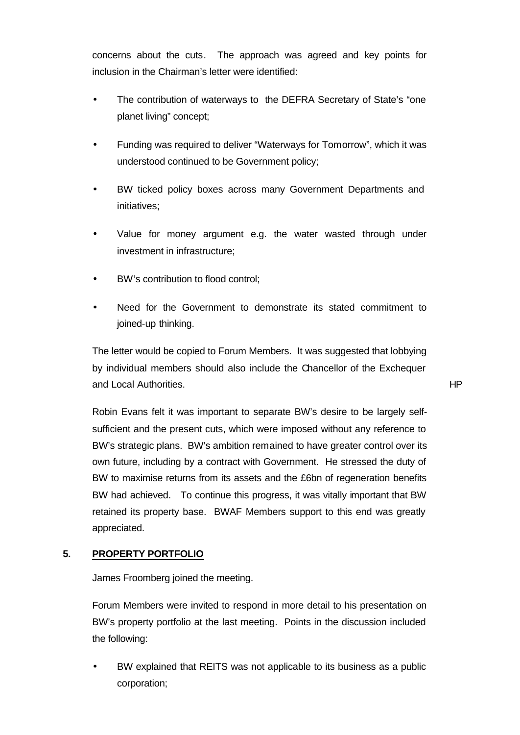concerns about the cuts. The approach was agreed and key points for inclusion in the Chairman's letter were identified:

- The contribution of waterways to the DEFRA Secretary of State's "one planet living" concept;
- Funding was required to deliver "Waterways for Tomorrow", which it was understood continued to be Government policy;
- BW ticked policy boxes across many Government Departments and initiatives;
- Value for money argument e.g. the water wasted through under investment in infrastructure;
- BW's contribution to flood control;
- Need for the Government to demonstrate its stated commitment to joined-up thinking.

The letter would be copied to Forum Members. It was suggested that lobbying by individual members should also include the Chancellor of the Exchequer and Local Authorities. HP

Robin Evans felt it was important to separate BW's desire to be largely self-sufficient and the present cuts, which were imposed without any reference to BW's strategic plans. BW's ambition remained to have greater control over its own future, including by a contract with Government. He stressed the duty of BW to maximise returns from its assets and the £6bn of regeneration benefits BW had achieved. To continue this progress, it was vitally important that BW retained its property base. BWAF Members support to this end was greatly appreciated.

## 5. PROPERTY PORTFOLIO

James Froomberg joined the meeting.

Forum Members were invited to respond in more detail to his presentation on BW's property portfolio at the last meeting. Points in the discussion included the following:

- BW explained that REITS was not applicable to its business as a public corporation;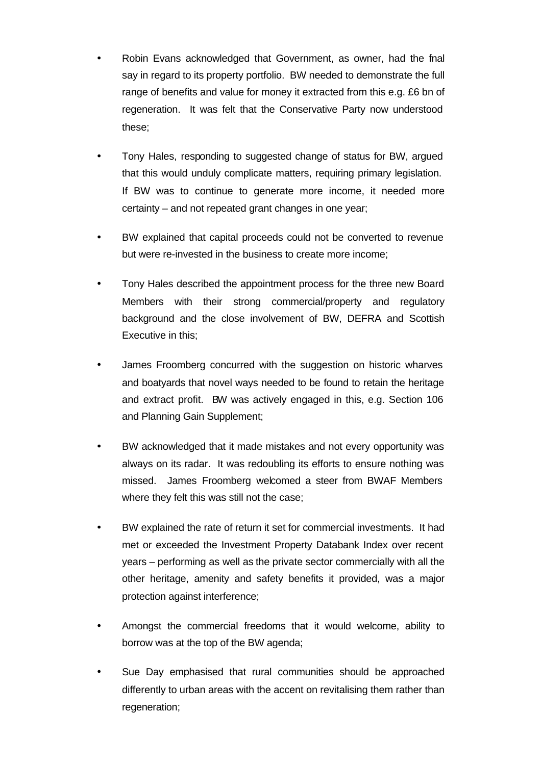- Robin Evans acknowledged that Government, as owner, had the final say in regard to its property portfolio. BW needed to demonstrate the full range of benefits and value for money it extracted from this e.g. £6 bn of regeneration. It was felt that the Conservative Party now understood these;

- Tony Hales, responding to suggested change of status for BW, argued that this would unduly complicate matters, requiring primary legislation. If BW was to continue to generate more income, it needed more certainty – and not repeated grant changes in one year;

- BW explained that capital proceeds could not be converted to revenue but were re-invested in the business to create more income;

- Tony Hales described the appointment process for the three new Board Members with their strong commercial/property and regulatory background and the close involvement of BW, DEFRA and Scottish Executive in this;

- James Froomberg concurred with the suggestion on historic wharves and boatyards that novel ways needed to be found to retain the heritage and extract profit. BW was actively engaged in this, e.g. Section 106 and Planning Gain Supplement;

- BW acknowledged that it made mistakes and not every opportunity was always on its radar. It was redoubling its efforts to ensure nothing was missed. James Froomberg welcomed a steer from BWAF Members where they felt this was still not the case;

- BW explained the rate of return it set for commercial investments. It had met or exceeded the Investment Property Databank Index over recent years – performing as well as the private sector commercially with all the other heritage, amenity and safety benefits it provided, was a major protection against interference;

- Amongst the commercial freedoms that it would welcome, ability to borrow was at the top of the BW agenda;

- Sue Day emphasised that rural communities should be approached differently to urban areas with the accent on revitalising them rather than regeneration;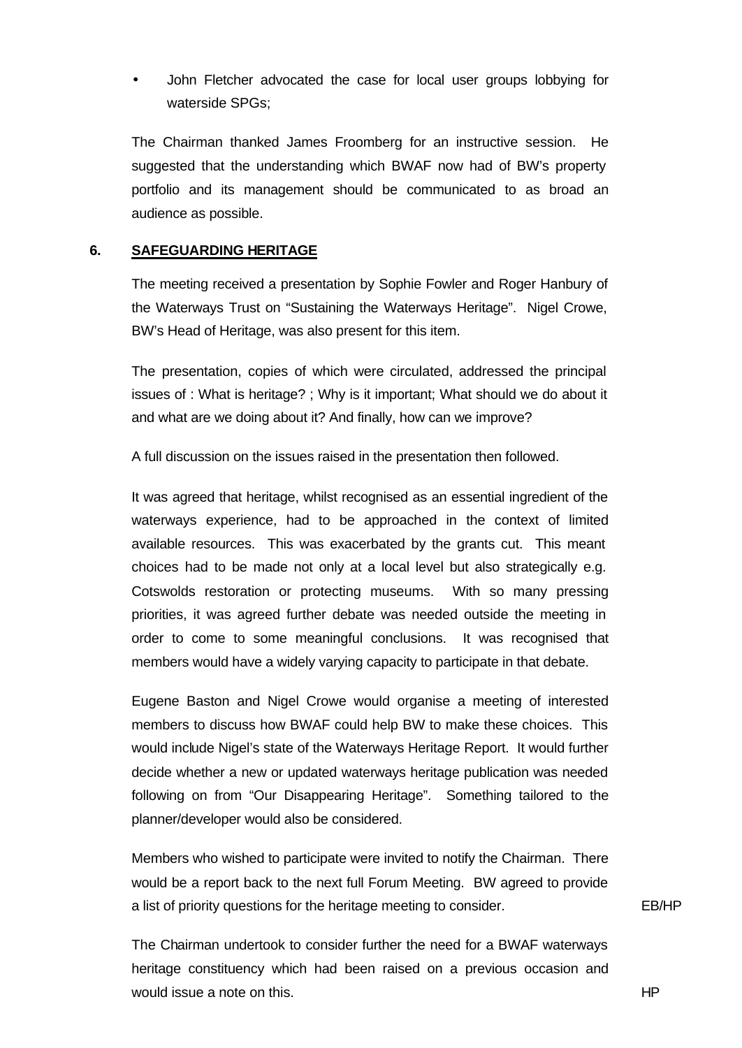- John Fletcher advocated the case for local user groups lobbying for waterside SPGs;

The Chairman thanked James Froomberg for an instructive session. He suggested that the understanding which BWAF now had of BW's property portfolio and its management should be communicated to as broad an audience as possible.

## 6. SAFEGUARDING HERITAGE

The meeting received a presentation by Sophie Fowler and Roger Hanbury of the Waterways Trust on "Sustaining the Waterways Heritage". Nigel Crowe, BW's Head of Heritage, was also present for this item.

The presentation, copies of which were circulated, addressed the principal issues of : What is heritage? ; Why is it important; What should we do about it and what are we doing about it? And finally, how can we improve?

A full discussion on the issues raised in the presentation then followed.

It was agreed that heritage, whilst recognised as an essential ingredient of the waterways experience, had to be approached in the context of limited available resources. This was exacerbated by the grants cut. This meant choices had to be made not only at a local level but also strategically e.g. Cotswolds restoration or protecting museums. With so many pressing priorities, it was agreed further debate was needed outside the meeting in order to come to some meaningful conclusions. It was recognised that members would have a widely varying capacity to participate in that debate.

Eugene Baston and Nigel Crowe would organise a meeting of interested members to discuss how BWAF could help BW to make these choices. This would include Nigel's state of the Waterways Heritage Report. It would further decide whether a new or updated waterways heritage publication was needed following on from "Our Disappearing Heritage". Something tailored to the planner/developer would also be considered.

Members who wished to participate were invited to notify the Chairman. There would be a report back to the next full Forum Meeting. BW agreed to provide a list of priority questions for the heritage meeting to consider. **EB/HP**

The Chairman undertook to consider further the need for a BWAF waterways heritage constituency which had been raised on a previous occasion and would issue a note on this. **HP**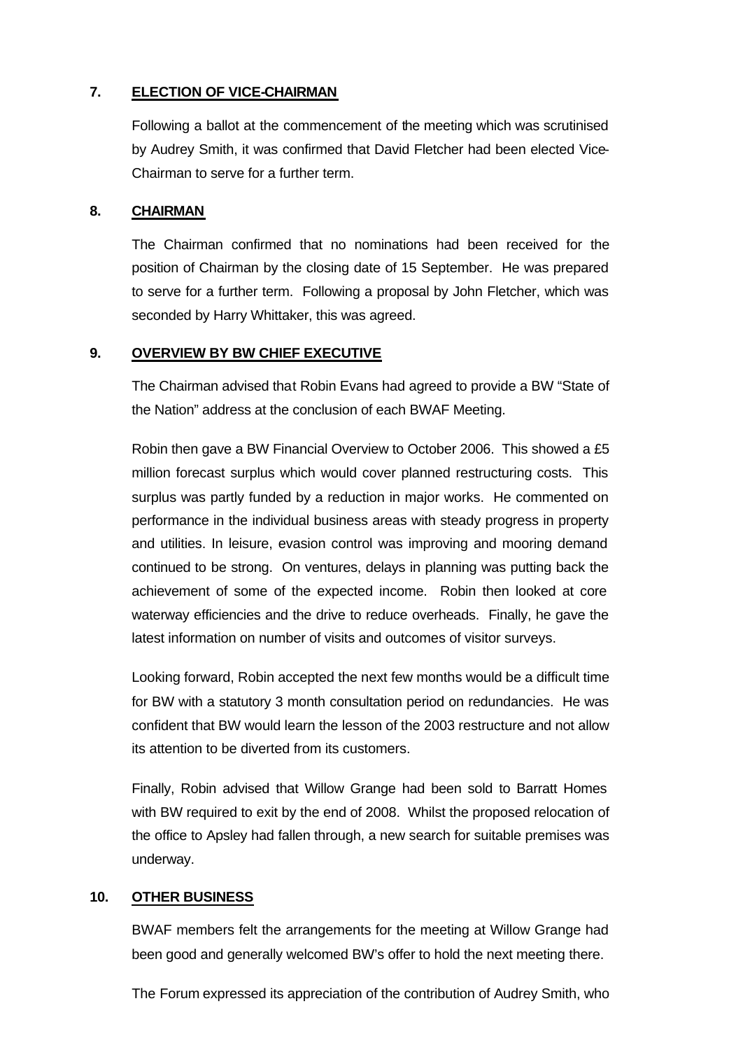## 7. ELECTION OF VICE-CHAIRMAN

Following a ballot at the commencement of the meeting which was scrutinised by Audrey Smith, it was confirmed that David Fletcher had been elected Vice-Chairman to serve for a further term.

## 8. CHAIRMAN

The Chairman confirmed that no nominations had been received for the position of Chairman by the closing date of 15 September. He was prepared to serve for a further term. Following a proposal by John Fletcher, which was seconded by Harry Whittaker, this was agreed.

## 9. OVERVIEW BY BW CHIEF EXECUTIVE

The Chairman advised that Robin Evans had agreed to provide a BW "State of the Nation" address at the conclusion of each BWAF Meeting.

Robin then gave a BW Financial Overview to October 2006. This showed a £5 million forecast surplus which would cover planned restructuring costs. This surplus was partly funded by a reduction in major works. He commented on performance in the individual business areas with steady progress in property and utilities. In leisure, evasion control was improving and mooring demand continued to be strong. On ventures, delays in planning was putting back the achievement of some of the expected income. Robin then looked at core waterway efficiencies and the drive to reduce overheads. Finally, he gave the latest information on number of visits and outcomes of visitor surveys.

Looking forward, Robin accepted the next few months would be a difficult time for BW with a statutory 3 month consultation period on redundancies. He was confident that BW would learn the lesson of the 2003 restructure and not allow its attention to be diverted from its customers.

Finally, Robin advised that Willow Grange had been sold to Barratt Homes with BW required to exit by the end of 2008. Whilst the proposed relocation of the office to Apsley had fallen through, a new search for suitable premises was underway.

## 10. OTHER BUSINESS

BWAF members felt the arrangements for the meeting at Willow Grange had been good and generally welcomed BW's offer to hold the next meeting there.

The Forum expressed its appreciation of the contribution of Audrey Smith, who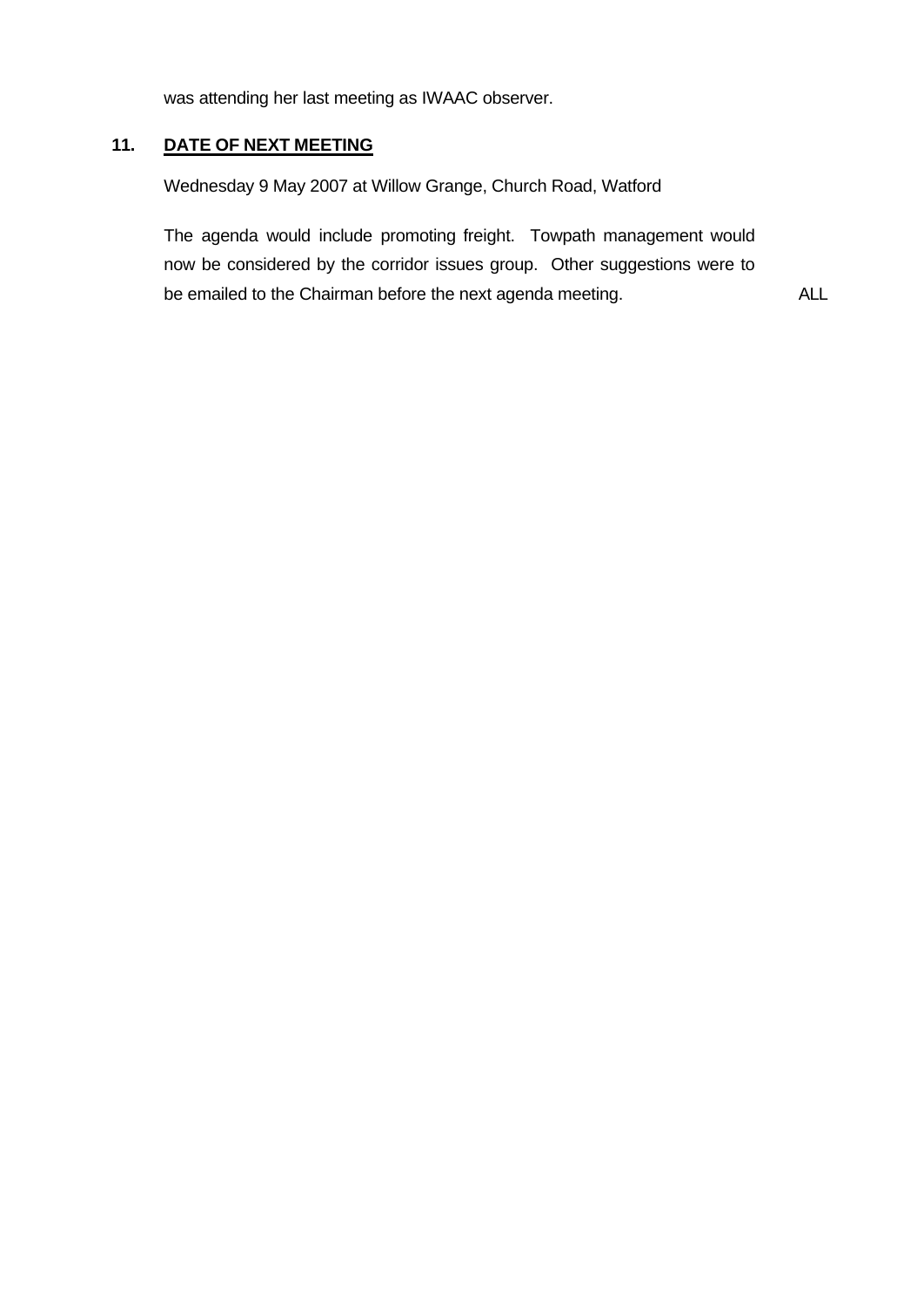was attending her last meeting as IWAAC observer.

## 11. DATE OF NEXT MEETING

Wednesday 9 May 2007 at Willow Grange, Church Road, Watford

The agenda would include promoting freight. Towpath management would now be considered by the corridor issues group. Other suggestions were to be emailed to the Chairman before the next agenda meeting. ALL